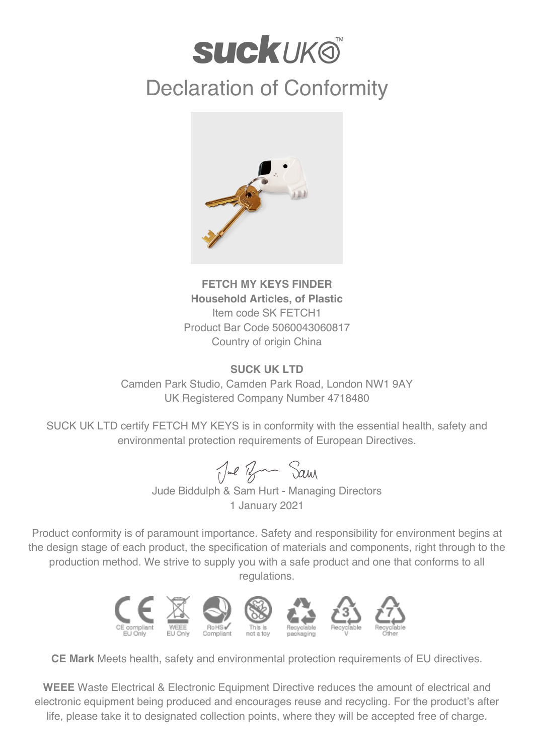# suck UK™

## Declaration of Conformity

**FETCH MY KEYS FINDER**
**Household Articles, of Plastic**
Item code SK FETCH1
Product Bar Code 5060043060817
Country of origin China

**SUCK UK LTD**
Camden Park Studio, Camden Park Road, London NW1 9AY
UK Registered Company Number 4718480

SUCK UK LTD certify FETCH MY KEYS is in conformity with the essential health, safety and environmental protection requirements of European Directives.

Jude Biddulph & Sam Hurt - Managing Directors
1 January 2021

Product conformity is of paramount importance. Safety and responsibility for environment begins at the design stage of each product, the specification of materials and components, right through to the production method. We strive to supply you with a safe product and one that conforms to all regulations.

CE compliant EU Only | WEEE EU Only | RoHS Compliant | This is not a toy | Recyclable packaging | Recyclable V | Recyclable Other

**CE Mark** Meets health, safety and environmental protection requirements of EU directives.

**WEEE** Waste Electrical & Electronic Equipment Directive reduces the amount of electrical and electronic equipment being produced and encourages reuse and recycling. For the product's after life, please take it to designated collection points, where they will be accepted free of charge.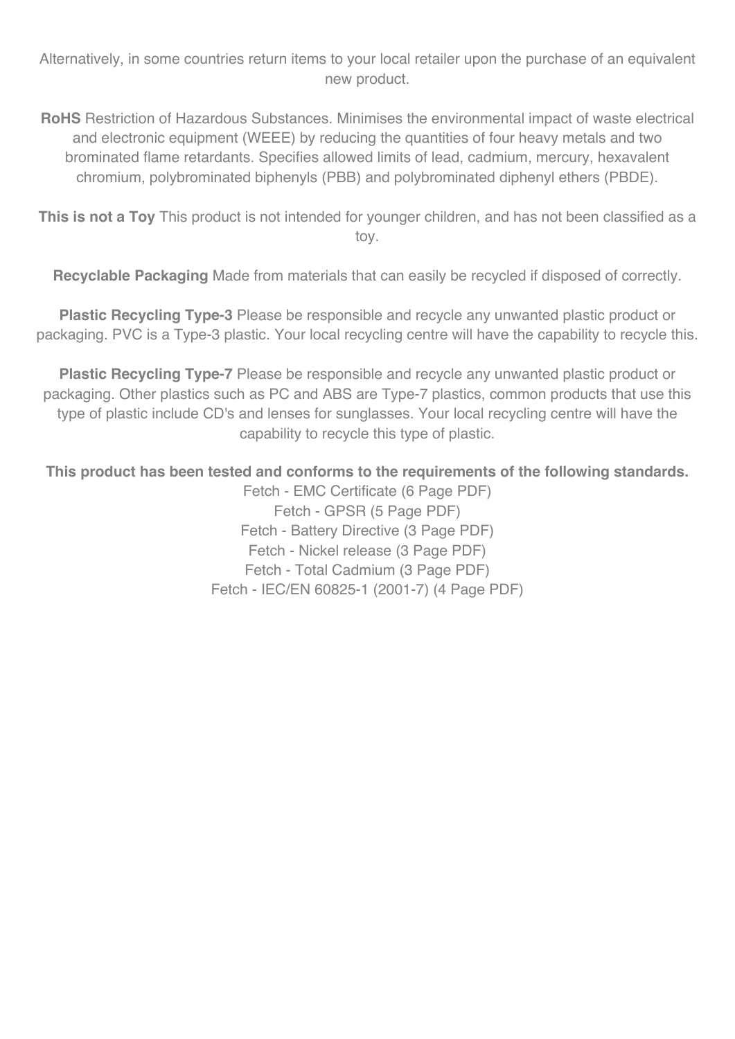Alternatively, in some countries return items to your local retailer upon the purchase of an equivalent new product.

**RoHS** Restriction of Hazardous Substances. Minimises the environmental impact of waste electrical and electronic equipment (WEEE) by reducing the quantities of four heavy metals and two brominated flame retardants. Specifies allowed limits of lead, cadmium, mercury, hexavalent chromium, polybrominated biphenyls (PBB) and polybrominated diphenyl ethers (PBDE).

**This is not a Toy** This product is not intended for younger children, and has not been classified as a toy.

**Recyclable Packaging** Made from materials that can easily be recycled if disposed of correctly.

**Plastic Recycling Type-3** Please be responsible and recycle any unwanted plastic product or packaging. PVC is a Type-3 plastic. Your local recycling centre will have the capability to recycle this.

**Plastic Recycling Type-7** Please be responsible and recycle any unwanted plastic product or packaging. Other plastics such as PC and ABS are Type-7 plastics, common products that use this type of plastic include CD's and lenses for sunglasses. Your local recycling centre will have the capability to recycle this type of plastic.

**This product has been tested and conforms to the requirements of the following standards.**

Fetch - EMC Certificate (6 Page PDF)
Fetch - GPSR (5 Page PDF)
Fetch - Battery Directive (3 Page PDF)
Fetch - Nickel release (3 Page PDF)
Fetch - Total Cadmium (3 Page PDF)
Fetch - IEC/EN 60825-1 (2001-7) (4 Page PDF)